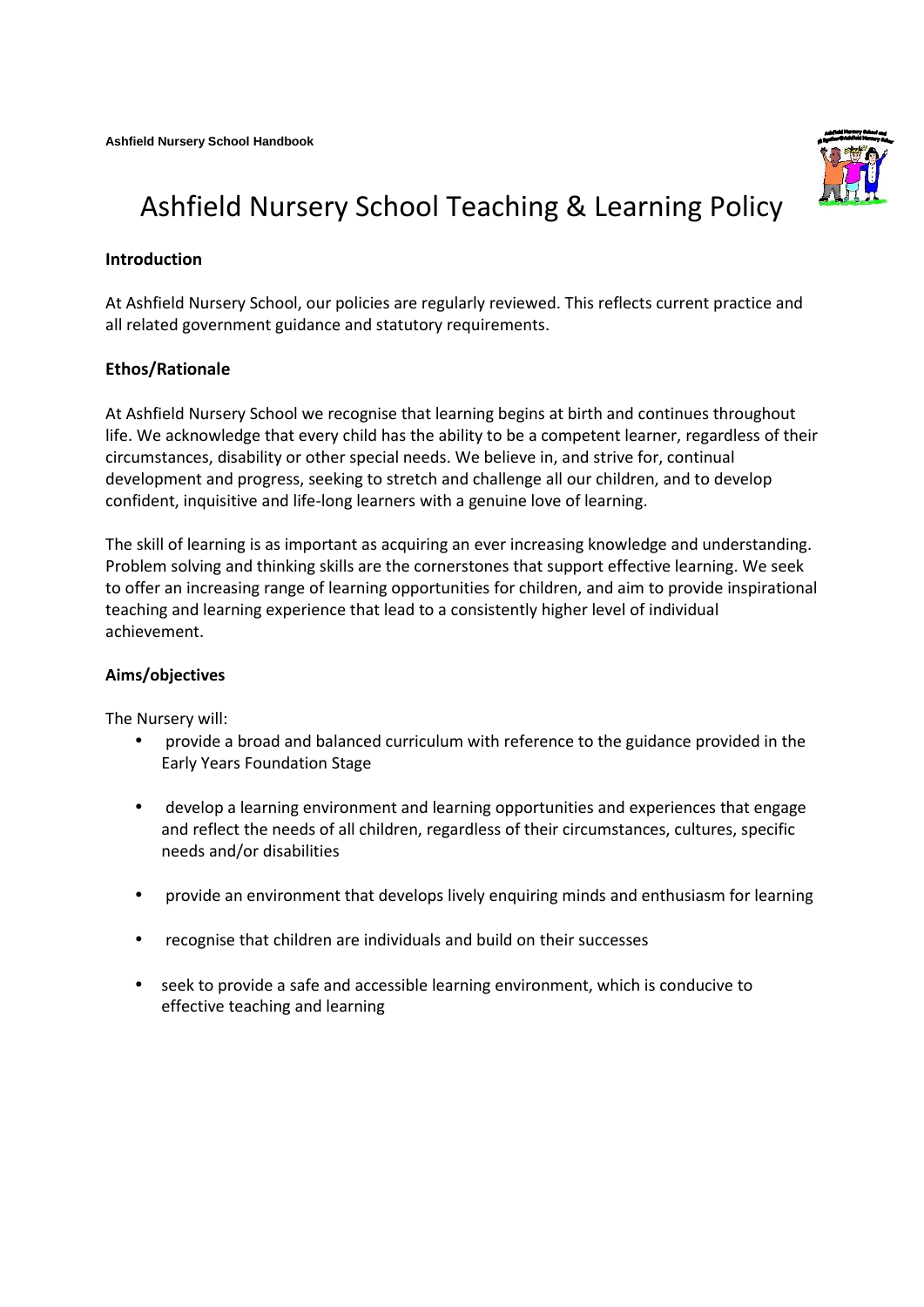# Ashfield Nursery School Teaching & Learning Policy

**Introduction**

At Ashfield Nursery School, our policies are regularly reviewed. This reflects current practice and all related government guidance and statutory requirements.

**Ethos/Rationale**

At Ashfield Nursery School we recognise that learning begins at birth and continues throughout life. We acknowledge that every child has the ability to be a competent learner, regardless of their circumstances, disability or other special needs. We believe in, and strive for, continual development and progress, seeking to stretch and challenge all our children, and to develop confident, inquisitive and life-long learners with a genuine love of learning.

The skill of learning is as important as acquiring an ever increasing knowledge and understanding. Problem solving and thinking skills are the cornerstones that support effective learning. We seek to offer an increasing range of learning opportunities for children, and aim to provide inspirational teaching and learning experience that lead to a consistently higher level of individual achievement.

**Aims/objectives**

The Nursery will:

- provide a broad and balanced curriculum with reference to the guidance provided in the Early Years Foundation Stage
- develop a learning environment and learning opportunities and experiences that engage and reflect the needs of all children, regardless of their circumstances, cultures, specific needs and/or disabilities
- provide an environment that develops lively enquiring minds and enthusiasm for learning
- recognise that children are individuals and build on their successes
- seek to provide a safe and accessible learning environment, which is conducive to effective teaching and learning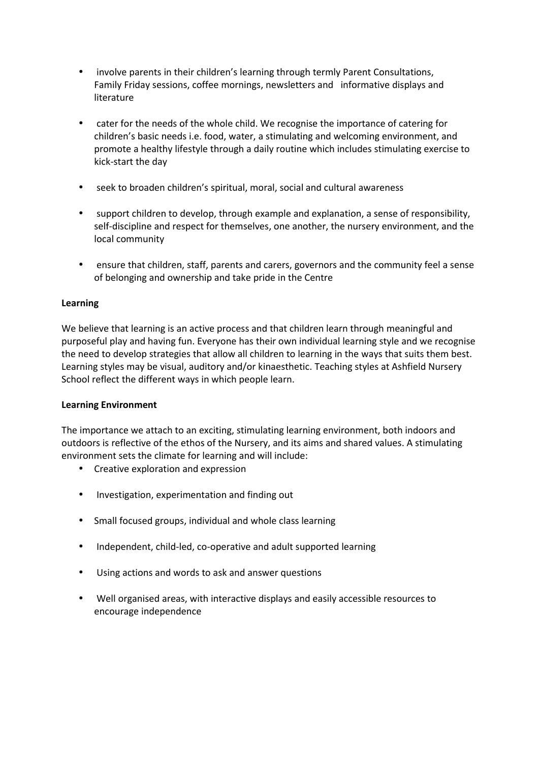- involve parents in their children's learning through termly Parent Consultations, Family Friday sessions, coffee mornings, newsletters and informative displays and literature

- cater for the needs of the whole child. We recognise the importance of catering for children's basic needs i.e. food, water, a stimulating and welcoming environment, and promote a healthy lifestyle through a daily routine which includes stimulating exercise to kick-start the day

- seek to broaden children's spiritual, moral, social and cultural awareness

- support children to develop, through example and explanation, a sense of responsibility, self-discipline and respect for themselves, one another, the nursery environment, and the local community

- ensure that children, staff, parents and carers, governors and the community feel a sense of belonging and ownership and take pride in the Centre

**Learning**

We believe that learning is an active process and that children learn through meaningful and purposeful play and having fun. Everyone has their own individual learning style and we recognise the need to develop strategies that allow all children to learning in the ways that suits them best. Learning styles may be visual, auditory and/or kinaesthetic. Teaching styles at Ashfield Nursery School reflect the different ways in which people learn.

**Learning Environment**

The importance we attach to an exciting, stimulating learning environment, both indoors and outdoors is reflective of the ethos of the Nursery, and its aims and shared values. A stimulating environment sets the climate for learning and will include:

- Creative exploration and expression

- Investigation, experimentation and finding out

- Small focused groups, individual and whole class learning

- Independent, child-led, co-operative and adult supported learning

- Using actions and words to ask and answer questions

- Well organised areas, with interactive displays and easily accessible resources to encourage independence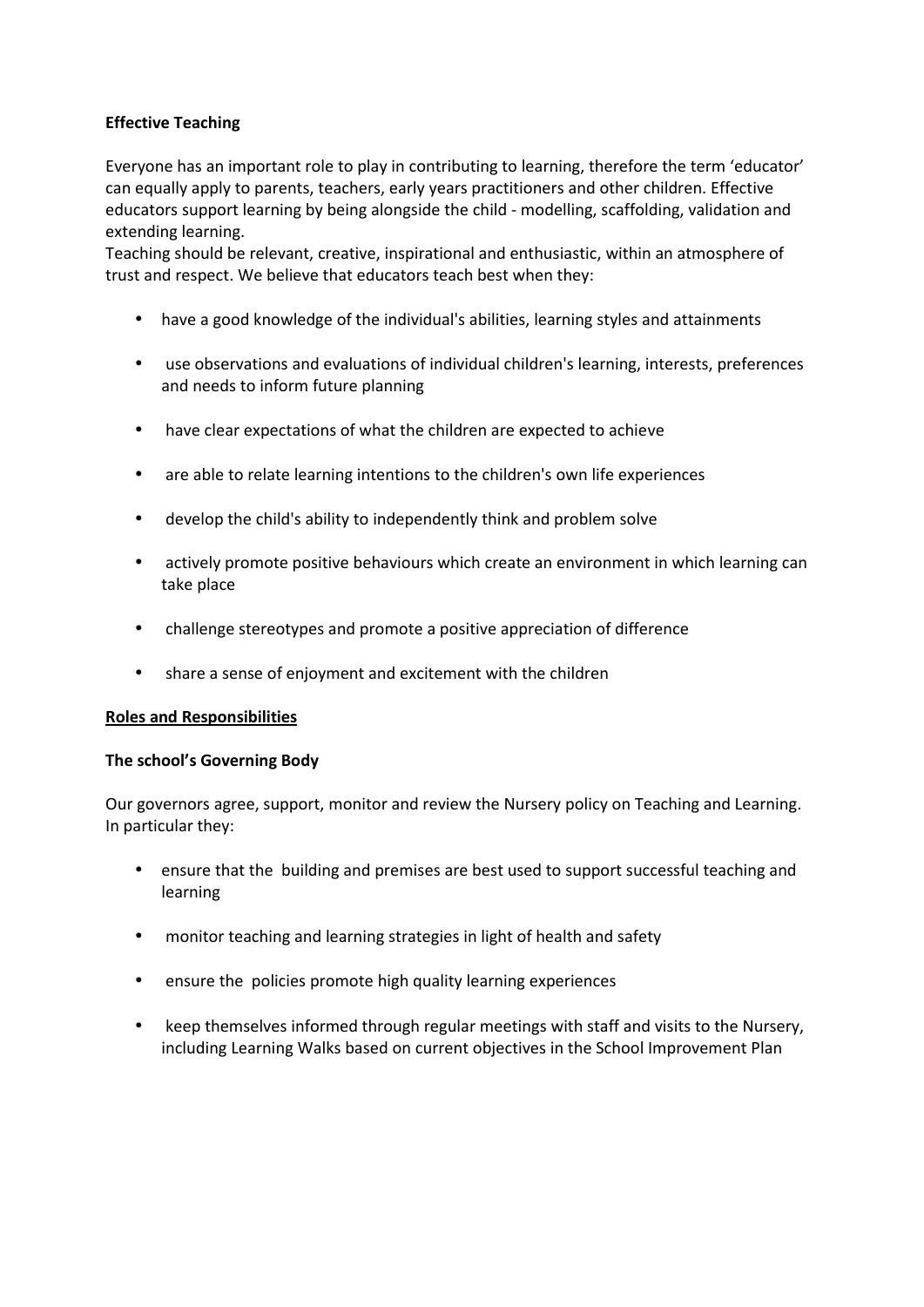**Effective Teaching**

Everyone has an important role to play in contributing to learning, therefore the term 'educator' can equally apply to parents, teachers, early years practitioners and other children. Effective educators support learning by being alongside the child - modelling, scaffolding, validation and extending learning.
Teaching should be relevant, creative, inspirational and enthusiastic, within an atmosphere of trust and respect. We believe that educators teach best when they:

- have a good knowledge of the individual's abilities, learning styles and attainments
- use observations and evaluations of individual children's learning, interests, preferences and needs to inform future planning
- have clear expectations of what the children are expected to achieve
- are able to relate learning intentions to the children's own life experiences
- develop the child's ability to independently think and problem solve
- actively promote positive behaviours which create an environment in which learning can take place
- challenge stereotypes and promote a positive appreciation of difference
- share a sense of enjoyment and excitement with the children

**Roles and Responsibilities**

**The school's Governing Body**

Our governors agree, support, monitor and review the Nursery policy on Teaching and Learning. In particular they:

- ensure that the building and premises are best used to support successful teaching and learning
- monitor teaching and learning strategies in light of health and safety
- ensure the policies promote high quality learning experiences
- keep themselves informed through regular meetings with staff and visits to the Nursery, including Learning Walks based on current objectives in the School Improvement Plan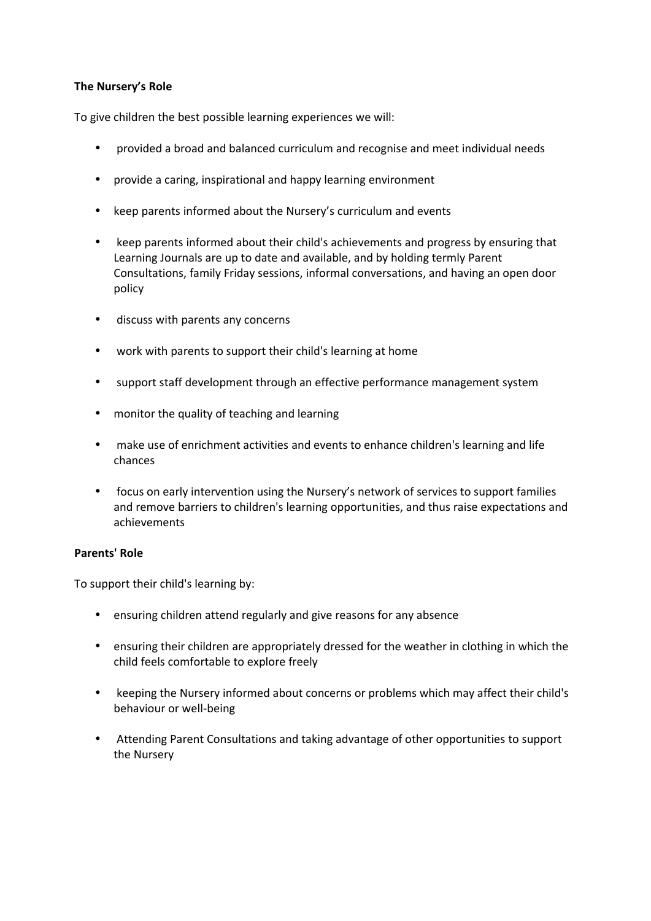**The Nursery's Role**

To give children the best possible learning experiences we will:

- provided a broad and balanced curriculum and recognise and meet individual needs
- provide a caring, inspirational and happy learning environment
- keep parents informed about the Nursery's curriculum and events
- keep parents informed about their child's achievements and progress by ensuring that Learning Journals are up to date and available, and by holding termly Parent Consultations, family Friday sessions, informal conversations, and having an open door policy
- discuss with parents any concerns
- work with parents to support their child's learning at home
- support staff development through an effective performance management system
- monitor the quality of teaching and learning
- make use of enrichment activities and events to enhance children's learning and life chances
- focus on early intervention using the Nursery's network of services to support families and remove barriers to children's learning opportunities, and thus raise expectations and achievements

**Parents' Role**

To support their child's learning by:

- ensuring children attend regularly and give reasons for any absence
- ensuring their children are appropriately dressed for the weather in clothing in which the child feels comfortable to explore freely
- keeping the Nursery informed about concerns or problems which may affect their child's behaviour or well-being
- Attending Parent Consultations and taking advantage of other opportunities to support the Nursery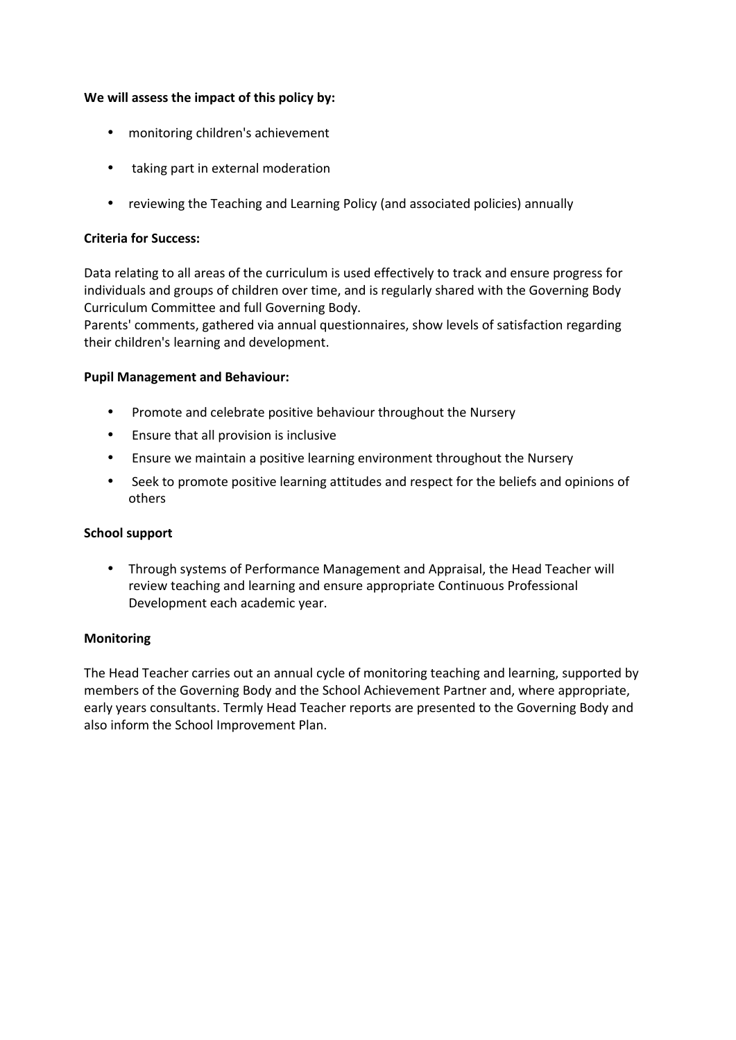**We will assess the impact of this policy by:**

- monitoring children's achievement
- taking part in external moderation
- reviewing the Teaching and Learning Policy (and associated policies) annually

**Criteria for Success:**

Data relating to all areas of the curriculum is used effectively to track and ensure progress for individuals and groups of children over time, and is regularly shared with the Governing Body Curriculum Committee and full Governing Body.
Parents' comments, gathered via annual questionnaires, show levels of satisfaction regarding their children's learning and development.

**Pupil Management and Behaviour:**

- Promote and celebrate positive behaviour throughout the Nursery
- Ensure that all provision is inclusive
- Ensure we maintain a positive learning environment throughout the Nursery
- Seek to promote positive learning attitudes and respect for the beliefs and opinions of others

**School support**

- Through systems of Performance Management and Appraisal, the Head Teacher will review teaching and learning and ensure appropriate Continuous Professional Development each academic year.

**Monitoring**

The Head Teacher carries out an annual cycle of monitoring teaching and learning, supported by members of the Governing Body and the School Achievement Partner and, where appropriate, early years consultants. Termly Head Teacher reports are presented to the Governing Body and also inform the School Improvement Plan.